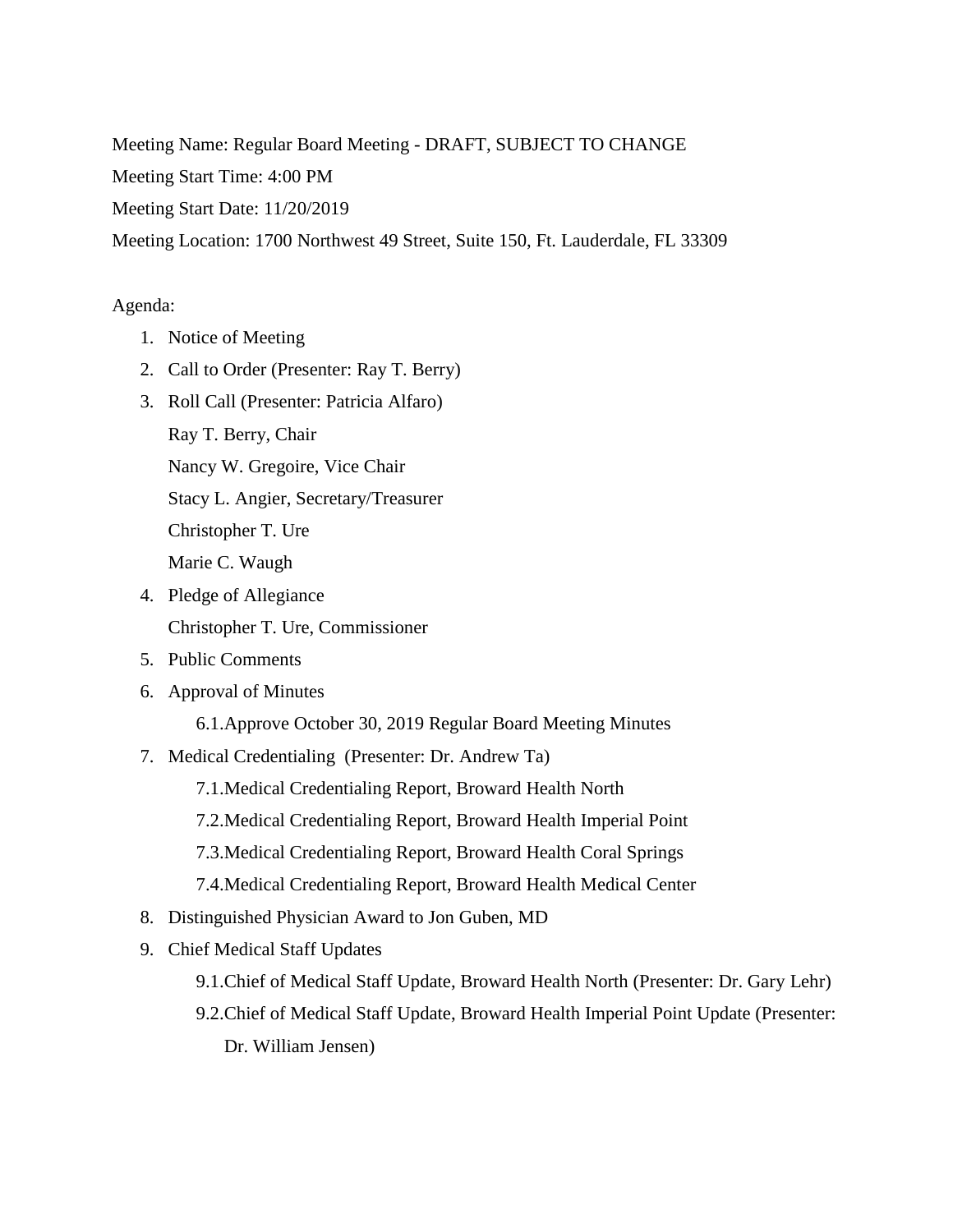Meeting Name: Regular Board Meeting - DRAFT, SUBJECT TO CHANGE

Meeting Start Time: 4:00 PM

Meeting Start Date: 11/20/2019

Meeting Location: 1700 Northwest 49 Street, Suite 150, Ft. Lauderdale, FL 33309

Agenda:

1. Notice of Meeting
2. Call to Order (Presenter: Ray T. Berry)
3. Roll Call (Presenter: Patricia Alfaro)

   Ray T. Berry, Chair

   Nancy W. Gregoire, Vice Chair

   Stacy L. Angier, Secretary/Treasurer

   Christopher T. Ure

   Marie C. Waugh
4. Pledge of Allegiance

   Christopher T. Ure, Commissioner
5. Public Comments
6. Approval of Minutes
   - 6.1. Approve October 30, 2019 Regular Board Meeting Minutes
7. Medical Credentialing (Presenter: Dr. Andrew Ta)
   - 7.1. Medical Credentialing Report, Broward Health North
   - 7.2. Medical Credentialing Report, Broward Health Imperial Point
   - 7.3. Medical Credentialing Report, Broward Health Coral Springs
   - 7.4. Medical Credentialing Report, Broward Health Medical Center
8. Distinguished Physician Award to Jon Guben, MD
9. Chief Medical Staff Updates
   - 9.1. Chief of Medical Staff Update, Broward Health North (Presenter: Dr. Gary Lehr)
   - 9.2. Chief of Medical Staff Update, Broward Health Imperial Point Update (Presenter: Dr. William Jensen)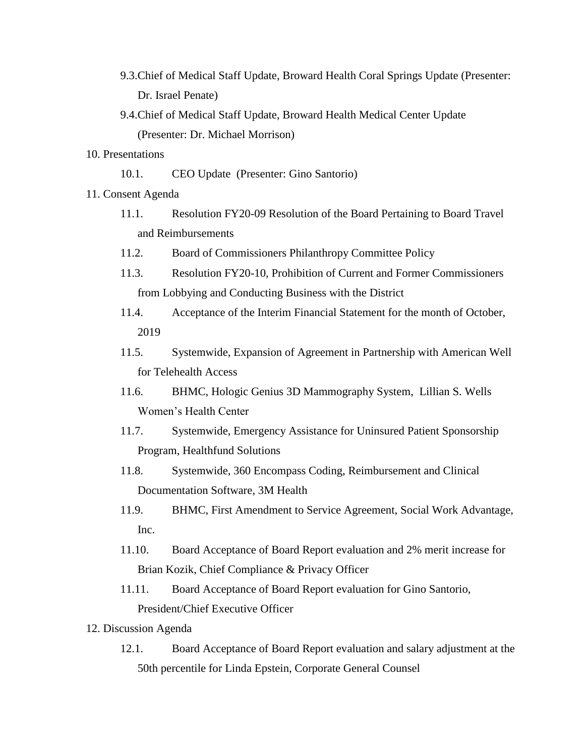- 9.3. Chief of Medical Staff Update, Broward Health Coral Springs Update (Presenter: Dr. Israel Penate)
- 9.4. Chief of Medical Staff Update, Broward Health Medical Center Update (Presenter: Dr. Michael Morrison)

10. Presentations
    - 10.1. CEO Update (Presenter: Gino Santorio)

11. Consent Agenda
    - 11.1. Resolution FY20-09 Resolution of the Board Pertaining to Board Travel and Reimbursements
    - 11.2. Board of Commissioners Philanthropy Committee Policy
    - 11.3. Resolution FY20-10, Prohibition of Current and Former Commissioners from Lobbying and Conducting Business with the District
    - 11.4. Acceptance of the Interim Financial Statement for the month of October, 2019
    - 11.5. Systemwide, Expansion of Agreement in Partnership with American Well for Telehealth Access
    - 11.6. BHMC, Hologic Genius 3D Mammography System, Lillian S. Wells Women's Health Center
    - 11.7. Systemwide, Emergency Assistance for Uninsured Patient Sponsorship Program, Healthfund Solutions
    - 11.8. Systemwide, 360 Encompass Coding, Reimbursement and Clinical Documentation Software, 3M Health
    - 11.9. BHMC, First Amendment to Service Agreement, Social Work Advantage, Inc.
    - 11.10. Board Acceptance of Board Report evaluation and 2% merit increase for Brian Kozik, Chief Compliance & Privacy Officer
    - 11.11. Board Acceptance of Board Report evaluation for Gino Santorio, President/Chief Executive Officer

12. Discussion Agenda
    - 12.1. Board Acceptance of Board Report evaluation and salary adjustment at the 50th percentile for Linda Epstein, Corporate General Counsel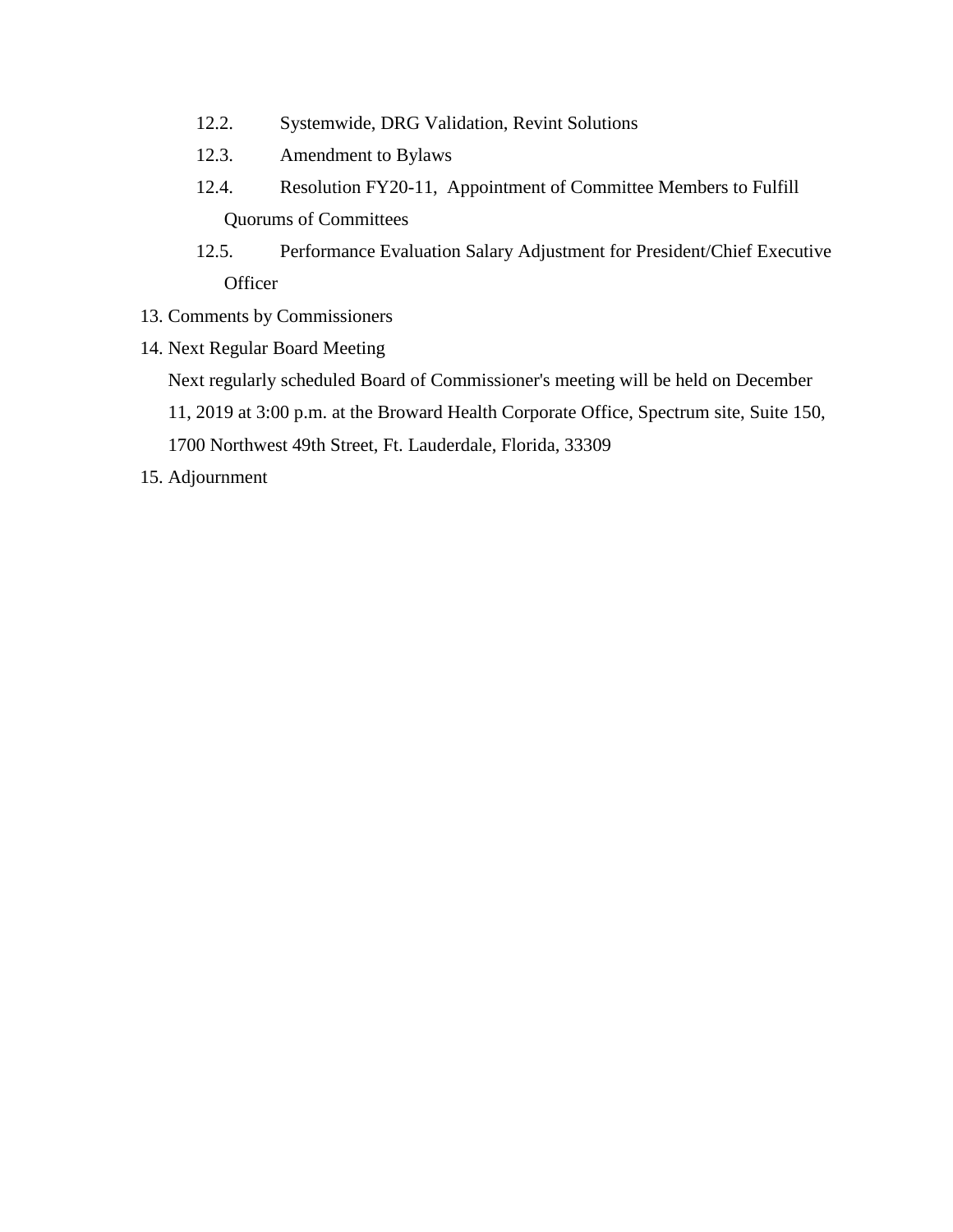- 12.2. Systemwide, DRG Validation, Revint Solutions
- 12.3. Amendment to Bylaws
- 12.4. Resolution FY20-11, Appointment of Committee Members to Fulfill Quorums of Committees
- 12.5. Performance Evaluation Salary Adjustment for President/Chief Executive Officer

13. Comments by Commissioners
14. Next Regular Board Meeting

    Next regularly scheduled Board of Commissioner's meeting will be held on December 11, 2019 at 3:00 p.m. at the Broward Health Corporate Office, Spectrum site, Suite 150, 1700 Northwest 49th Street, Ft. Lauderdale, Florida, 33309

15. Adjournment